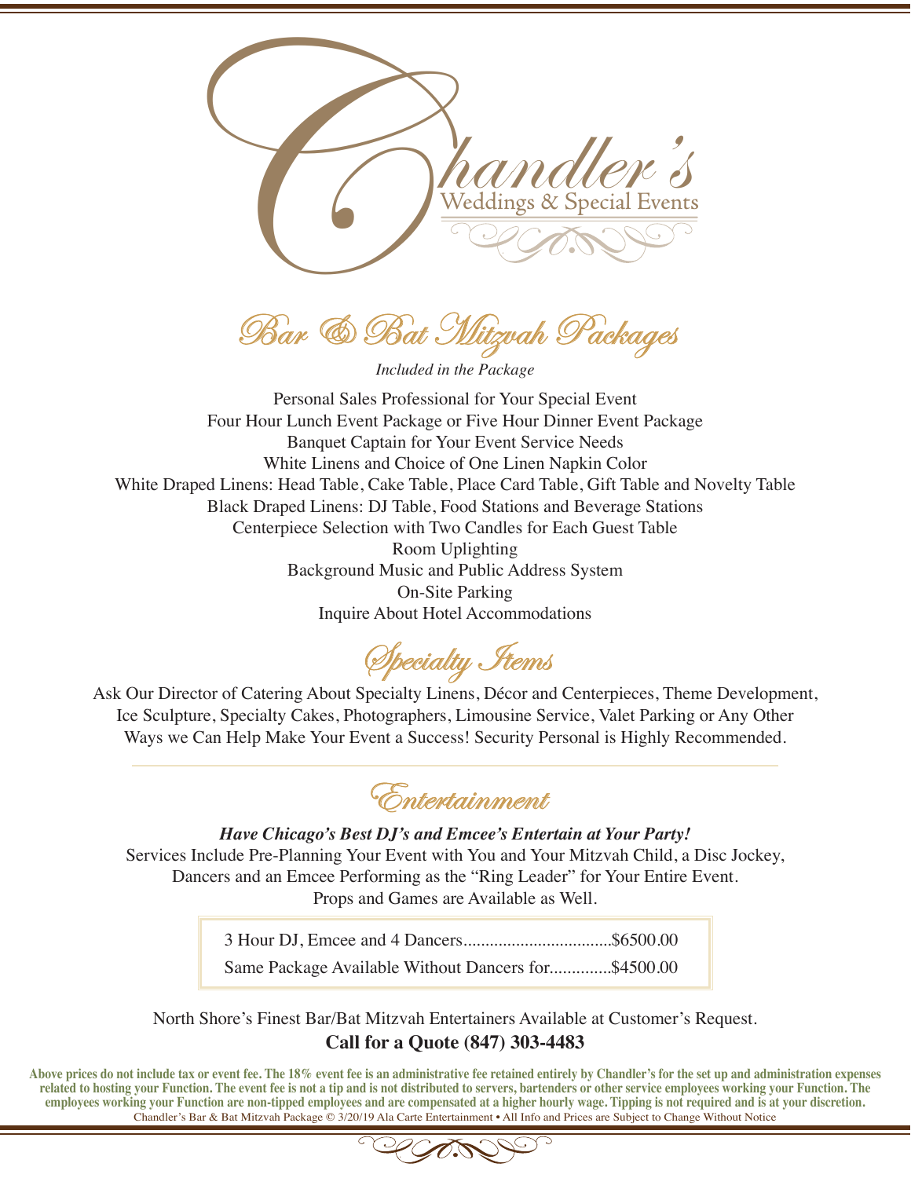# Chandler's

Weddings & Special Events

## Bar & Bat Mitzvah Packages

*Included in the Package*

Personal Sales Professional for Your Special Event
Four Hour Lunch Event Package or Five Hour Dinner Event Package
Banquet Captain for Your Event Service Needs
White Linens and Choice of One Linen Napkin Color
White Draped Linens: Head Table, Cake Table, Place Card Table, Gift Table and Novelty Table
Black Draped Linens: DJ Table, Food Stations and Beverage Stations
Centerpiece Selection with Two Candles for Each Guest Table
Room Uplighting
Background Music and Public Address System
On-Site Parking
Inquire About Hotel Accommodations

## Specialty Items

Ask Our Director of Catering About Specialty Linens, Décor and Centerpieces, Theme Development, Ice Sculpture, Specialty Cakes, Photographers, Limousine Service, Valet Parking or Any Other Ways we Can Help Make Your Event a Success! Security Personal is Highly Recommended.

---

## Entertainment

***Have Chicago's Best DJ's and Emcee's Entertain at Your Party!***

Services Include Pre-Planning Your Event with You and Your Mitzvah Child, a Disc Jockey, Dancers and an Emcee Performing as the "Ring Leader" for Your Entire Event. Props and Games are Available as Well.

| | |
|---|---|
| 3 Hour DJ, Emcee and 4 Dancers | $6500.00 |
| Same Package Available Without Dancers for | $4500.00 |

North Shore's Finest Bar/Bat Mitzvah Entertainers Available at Customer's Request.

**Call for a Quote (847) 303-4483**

**Above prices do not include tax or event fee. The 18% event fee is an administrative fee retained entirely by Chandler's for the set up and administration expenses related to hosting your Function. The event fee is not a tip and is not distributed to servers, bartenders or other service employees working your Function. The employees working your Function are non-tipped employees and are compensated at a higher hourly wage. Tipping is not required and is at your discretion.**

Chandler's Bar & Bat Mitzvah Package © 3/20/19 Ala Carte Entertainment • All Info and Prices are Subject to Change Without Notice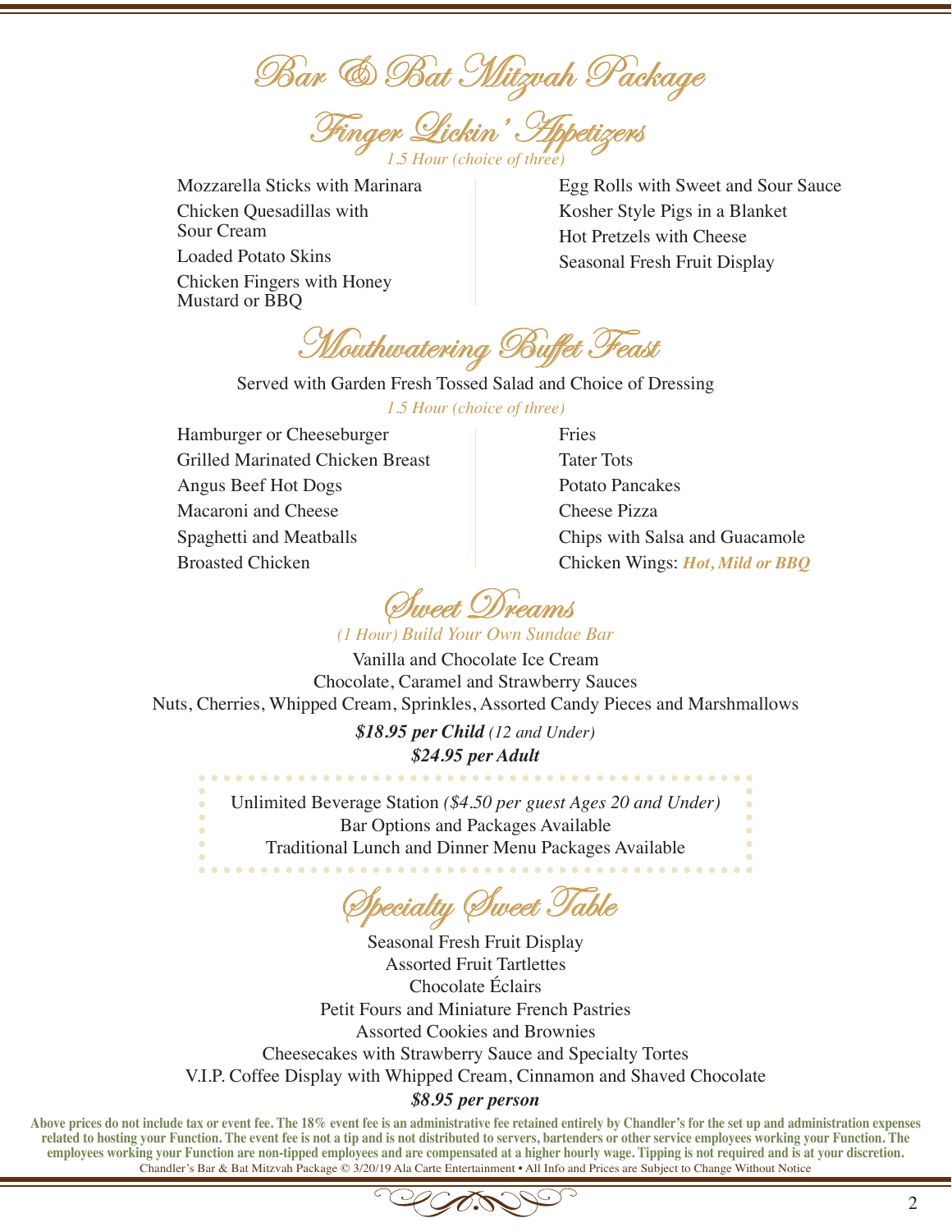# Bar & Bat Mitzvah Package

## Finger Lickin' Appetizers

*1.5 Hour (choice of three)*

- Mozzarella Sticks with Marinara
- Chicken Quesadillas with Sour Cream
- Loaded Potato Skins
- Chicken Fingers with Honey Mustard or BBQ
- Egg Rolls with Sweet and Sour Sauce
- Kosher Style Pigs in a Blanket
- Hot Pretzels with Cheese
- Seasonal Fresh Fruit Display

## Mouthwatering Buffet Feast

Served with Garden Fresh Tossed Salad and Choice of Dressing

*1.5 Hour (choice of three)*

- Hamburger or Cheeseburger
- Grilled Marinated Chicken Breast
- Angus Beef Hot Dogs
- Macaroni and Cheese
- Spaghetti and Meatballs
- Broasted Chicken
- Fries
- Tater Tots
- Potato Pancakes
- Cheese Pizza
- Chips with Salsa and Guacamole
- Chicken Wings: ***Hot, Mild or BBQ***

## Sweet Dreams

*(1 Hour) Build Your Own Sundae Bar*

Vanilla and Chocolate Ice Cream

Chocolate, Caramel and Strawberry Sauces

Nuts, Cherries, Whipped Cream, Sprinkles, Assorted Candy Pieces and Marshmallows

***$18.95 per Child*** *(12 and Under)*

***$24.95 per Adult***

Unlimited Beverage Station *($4.50 per guest Ages 20 and Under)*

Bar Options and Packages Available

Traditional Lunch and Dinner Menu Packages Available

## Specialty Sweet Table

Seasonal Fresh Fruit Display

Assorted Fruit Tartlettes

Chocolate Éclairs

Petit Fours and Miniature French Pastries

Assorted Cookies and Brownies

Cheesecakes with Strawberry Sauce and Specialty Tortes

V.I.P. Coffee Display with Whipped Cream, Cinnamon and Shaved Chocolate

***$8.95 per person***

**Above prices do not include tax or event fee. The 18% event fee is an administrative fee retained entirely by Chandler's for the set up and administration expenses related to hosting your Function. The event fee is not a tip and is not distributed to servers, bartenders or other service employees working your Function. The employees working your Function are non-tipped employees and are compensated at a higher hourly wage. Tipping is not required and is at your discretion.**

Chandler's Bar & Bat Mitzvah Package © 3/20/19 Ala Carte Entertainment • All Info and Prices are Subject to Change Without Notice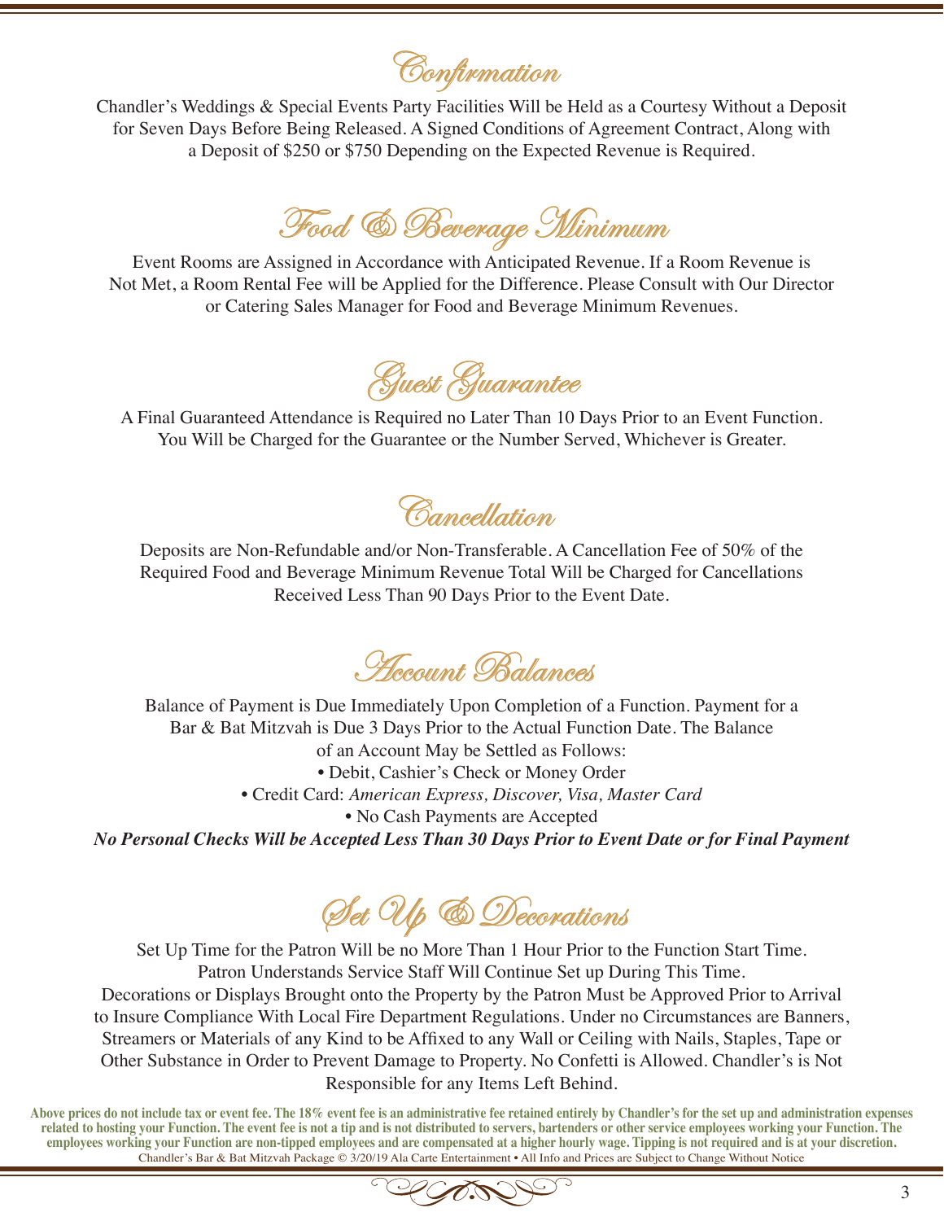## Confirmation

Chandler's Weddings & Special Events Party Facilities Will be Held as a Courtesy Without a Deposit for Seven Days Before Being Released. A Signed Conditions of Agreement Contract, Along with a Deposit of $250 or $750 Depending on the Expected Revenue is Required.

## Food & Beverage Minimum

Event Rooms are Assigned in Accordance with Anticipated Revenue. If a Room Revenue is Not Met, a Room Rental Fee will be Applied for the Difference. Please Consult with Our Director or Catering Sales Manager for Food and Beverage Minimum Revenues.

## Guest Guarantee

A Final Guaranteed Attendance is Required no Later Than 10 Days Prior to an Event Function. You Will be Charged for the Guarantee or the Number Served, Whichever is Greater.

## Cancellation

Deposits are Non-Refundable and/or Non-Transferable. A Cancellation Fee of 50% of the Required Food and Beverage Minimum Revenue Total Will be Charged for Cancellations Received Less Than 90 Days Prior to the Event Date.

## Account Balances

Balance of Payment is Due Immediately Upon Completion of a Function. Payment for a Bar & Bat Mitzvah is Due 3 Days Prior to the Actual Function Date. The Balance of an Account May be Settled as Follows:

- Debit, Cashier's Check or Money Order
- Credit Card: *American Express, Discover, Visa, Master Card*
- No Cash Payments are Accepted

***No Personal Checks Will be Accepted Less Than 30 Days Prior to Event Date or for Final Payment***

## Set Up & Decorations

Set Up Time for the Patron Will be no More Than 1 Hour Prior to the Function Start Time. Patron Understands Service Staff Will Continue Set up During This Time. Decorations or Displays Brought onto the Property by the Patron Must be Approved Prior to Arrival to Insure Compliance With Local Fire Department Regulations. Under no Circumstances are Banners, Streamers or Materials of any Kind to be Affixed to any Wall or Ceiling with Nails, Staples, Tape or Other Substance in Order to Prevent Damage to Property. No Confetti is Allowed. Chandler's is Not Responsible for any Items Left Behind.

**Above prices do not include tax or event fee. The 18% event fee is an administrative fee retained entirely by Chandler's for the set up and administration expenses related to hosting your Function. The event fee is not a tip and is not distributed to servers, bartenders or other service employees working your Function. The employees working your Function are non-tipped employees and are compensated at a higher hourly wage. Tipping is not required and is at your discretion.**

Chandler's Bar & Bat Mitzvah Package © 3/20/19 Ala Carte Entertainment • All Info and Prices are Subject to Change Without Notice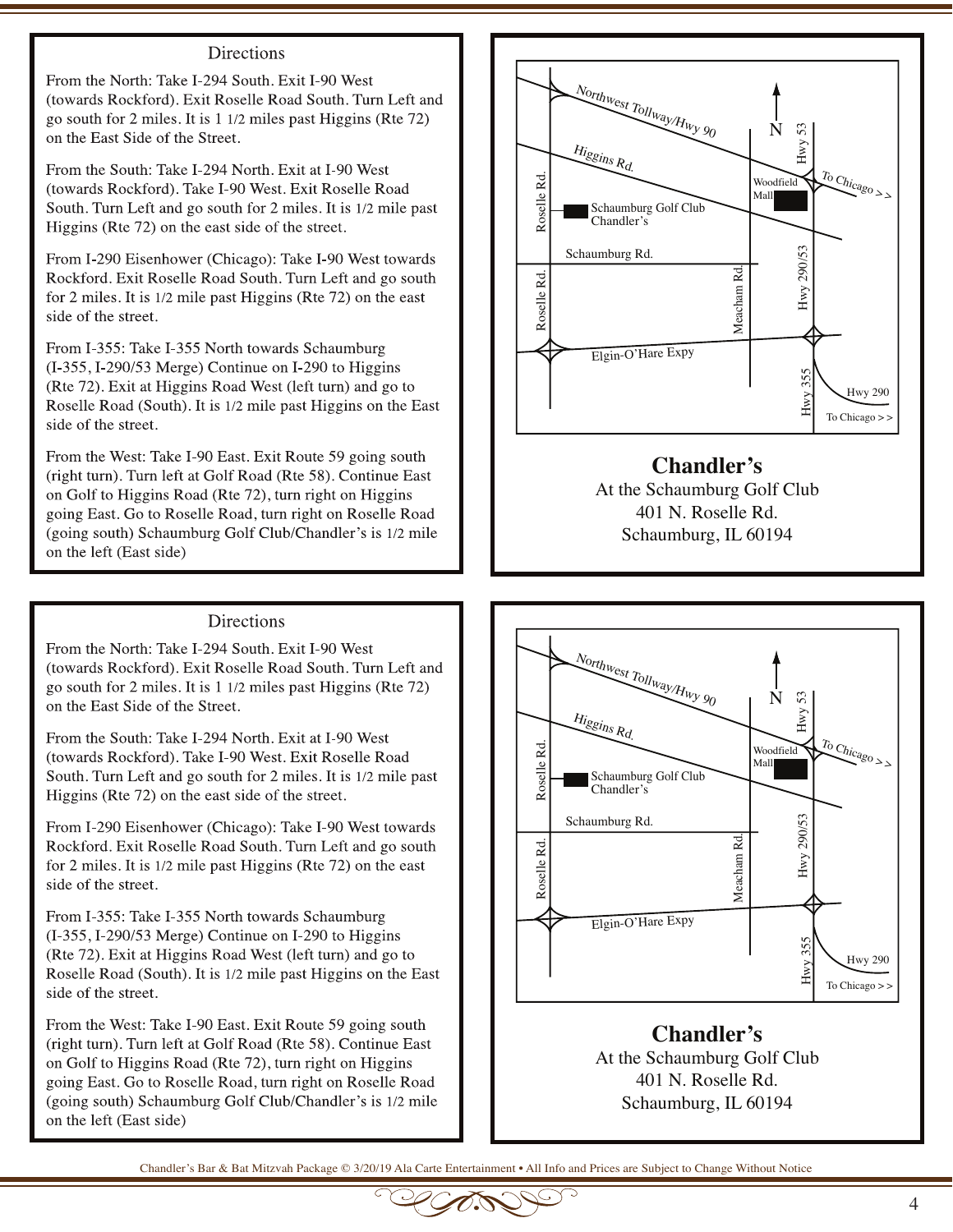## Directions

From the North: Take I-294 South. Exit I-90 West (towards Rockford). Exit Roselle Road South. Turn Left and go south for 2 miles. It is 1 1/2 miles past Higgins (Rte 72) on the East Side of the Street.

From the South: Take I-294 North. Exit at I-90 West (towards Rockford). Take I-90 West. Exit Roselle Road South. Turn Left and go south for 2 miles. It is 1/2 mile past Higgins (Rte 72) on the east side of the street.

From I-290 Eisenhower (Chicago): Take I-90 West towards Rockford. Exit Roselle Road South. Turn Left and go south for 2 miles. It is 1/2 mile past Higgins (Rte 72) on the east side of the street.

From I-355: Take I-355 North towards Schaumburg (I-355, I-290/53 Merge) Continue on I-290 to Higgins (Rte 72). Exit at Higgins Road West (left turn) and go to Roselle Road (South). It is 1/2 mile past Higgins on the East side of the street.

From the West: Take I-90 East. Exit Route 59 going south (right turn). Turn left at Golf Road (Rte 58). Continue East on Golf to Higgins Road (Rte 72), turn right on Higgins going East. Go to Roselle Road, turn right on Roselle Road (going south) Schaumburg Golf Club/Chandler's is 1/2 mile on the left (East side)

Northwest Tollway/Hwy 90
N
Hwy 53
Higgins Rd.
To Chicago >>
Woodfield Mall
Roselle Rd.
Schaumburg Golf Club Chandler's
Schaumburg Rd.
Roselle Rd.
Meacham Rd.
Hwy 290/53
Elgin-O'Hare Expy
Hwy 355
Hwy 290
To Chicago >>

**Chandler's**
At the Schaumburg Golf Club
401 N. Roselle Rd.
Schaumburg, IL 60194

## Directions

From the North: Take I-294 South. Exit I-90 West (towards Rockford). Exit Roselle Road South. Turn Left and go south for 2 miles. It is 1 1/2 miles past Higgins (Rte 72) on the East Side of the Street.

From the South: Take I-294 North. Exit at I-90 West (towards Rockford). Take I-90 West. Exit Roselle Road South. Turn Left and go south for 2 miles. It is 1/2 mile past Higgins (Rte 72) on the east side of the street.

From I-290 Eisenhower (Chicago): Take I-90 West towards Rockford. Exit Roselle Road South. Turn Left and go south for 2 miles. It is 1/2 mile past Higgins (Rte 72) on the east side of the street.

From I-355: Take I-355 North towards Schaumburg (I-355, I-290/53 Merge) Continue on I-290 to Higgins (Rte 72). Exit at Higgins Road West (left turn) and go to Roselle Road (South). It is 1/2 mile past Higgins on the East side of the street.

From the West: Take I-90 East. Exit Route 59 going south (right turn). Turn left at Golf Road (Rte 58). Continue East on Golf to Higgins Road (Rte 72), turn right on Higgins going East. Go to Roselle Road, turn right on Roselle Road (going south) Schaumburg Golf Club/Chandler's is 1/2 mile on the left (East side)

Northwest Tollway/Hwy 90
N
Hwy 53
Higgins Rd.
To Chicago >>
Woodfield Mall
Roselle Rd.
Schaumburg Golf Club Chandler's
Schaumburg Rd.
Roselle Rd.
Meacham Rd.
Hwy 290/53
Elgin-O'Hare Expy
Hwy 355
Hwy 290
To Chicago >>

**Chandler's**
At the Schaumburg Golf Club
401 N. Roselle Rd.
Schaumburg, IL 60194

Chandler's Bar & Bat Mitzvah Package © 3/20/19 Ala Carte Entertainment • All Info and Prices are Subject to Change Without Notice